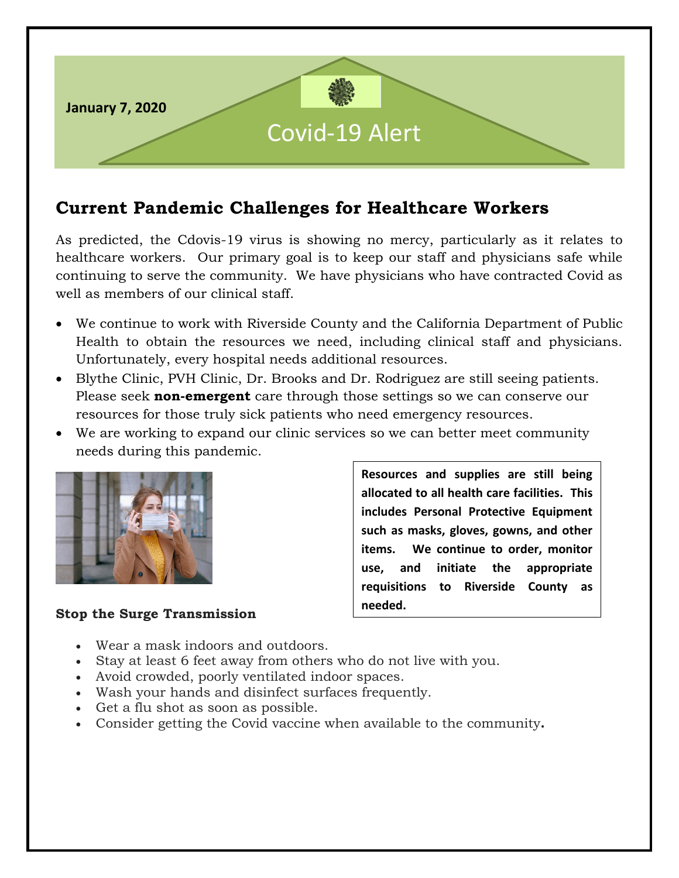January 7, 2020

# Covid-19 Alert

## Current Pandemic Challenges for Healthcare Workers

As predicted, the Cdovis-19 virus is showing no mercy, particularly as it relates to healthcare workers. Our primary goal is to keep our staff and physicians safe while continuing to serve the community. We have physicians who have contracted Covid as well as members of our clinical staff.

- We continue to work with Riverside County and the California Department of Public Health to obtain the resources we need, including clinical staff and physicians. Unfortunately, every hospital needs additional resources.
- Blythe Clinic, PVH Clinic, Dr. Brooks and Dr. Rodriguez are still seeing patients. Please seek **non-emergent** care through those settings so we can conserve our resources for those truly sick patients who need emergency resources.
- We are working to expand our clinic services so we can better meet community needs during this pandemic.

**Resources and supplies are still being allocated to all health care facilities. This includes Personal Protective Equipment such as masks, gloves, gowns, and other items. We continue to order, monitor use, and initiate the appropriate requisitions to Riverside County as needed.**

**Stop the Surge Transmission**

- Wear a mask indoors and outdoors.
- Stay at least 6 feet away from others who do not live with you.
- Avoid crowded, poorly ventilated indoor spaces.
- Wash your hands and disinfect surfaces frequently.
- Get a flu shot as soon as possible.
- Consider getting the Covid vaccine when available to the community.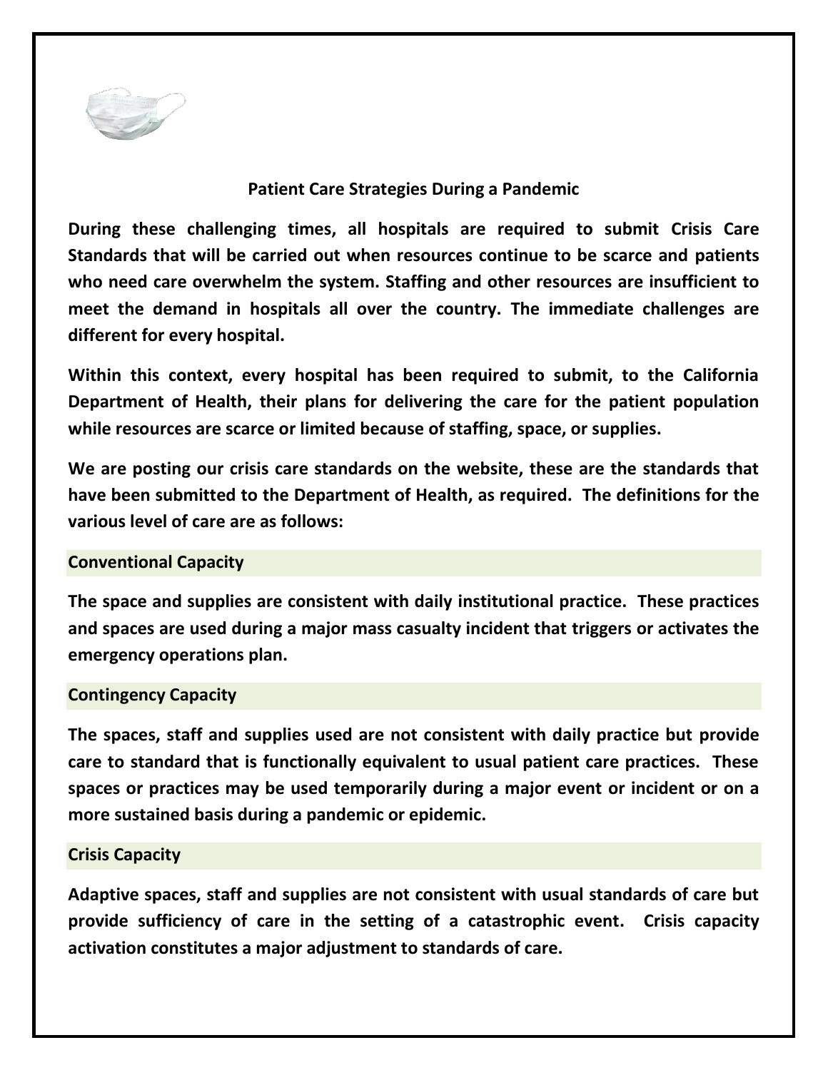## Patient Care Strategies During a Pandemic

**During these challenging times, all hospitals are required to submit Crisis Care Standards that will be carried out when resources continue to be scarce and patients who need care overwhelm the system. Staffing and other resources are insufficient to meet the demand in hospitals all over the country. The immediate challenges are different for every hospital.**

**Within this context, every hospital has been required to submit, to the California Department of Health, their plans for delivering the care for the patient population while resources are scarce or limited because of staffing, space, or supplies.**

**We are posting our crisis care standards on the website, these are the standards that have been submitted to the Department of Health, as required. The definitions for the various level of care are as follows:**

### Conventional Capacity

**The space and supplies are consistent with daily institutional practice. These practices and spaces are used during a major mass casualty incident that triggers or activates the emergency operations plan.**

### Contingency Capacity

**The spaces, staff and supplies used are not consistent with daily practice but provide care to standard that is functionally equivalent to usual patient care practices. These spaces or practices may be used temporarily during a major event or incident or on a more sustained basis during a pandemic or epidemic.**

### Crisis Capacity

**Adaptive spaces, staff and supplies are not consistent with usual standards of care but provide sufficiency of care in the setting of a catastrophic event. Crisis capacity activation constitutes a major adjustment to standards of care.**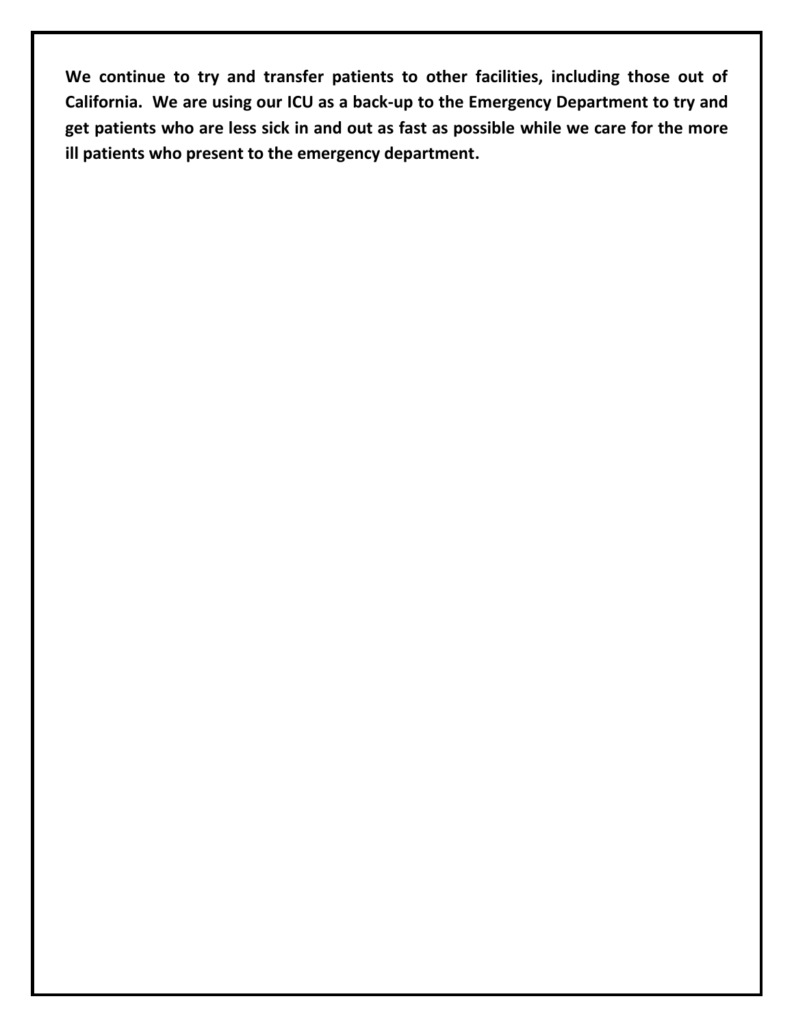**We continue to try and transfer patients to other facilities, including those out of California. We are using our ICU as a back-up to the Emergency Department to try and get patients who are less sick in and out as fast as possible while we care for the more ill patients who present to the emergency department.**